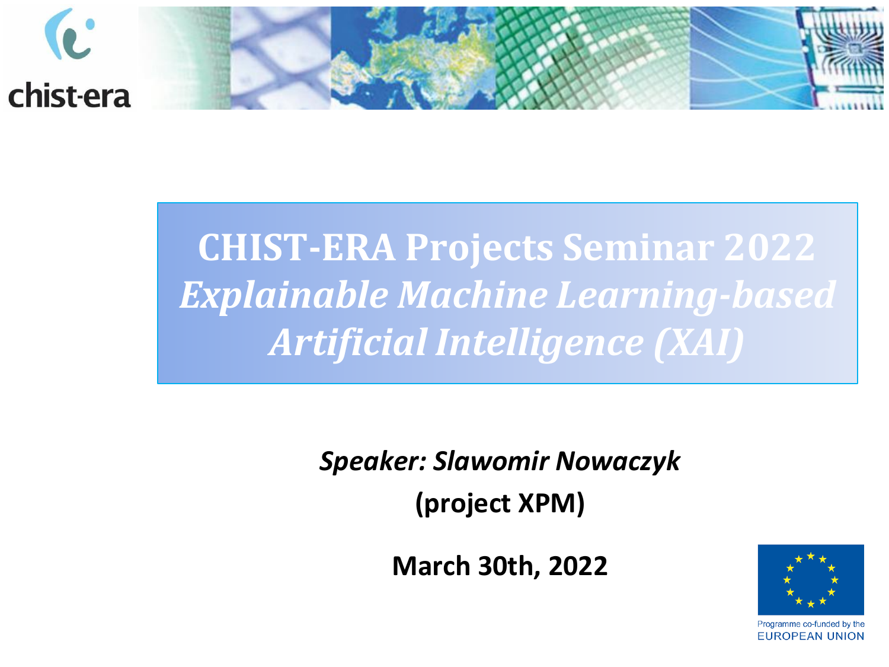chist-era

# CHIST-ERA Projects Seminar 2022

## *Explainable Machine Learning-based Artificial Intelligence (XAI)*

***Speaker: Slawomir Nowaczyk***

**(project XPM)**

**March 30th, 2022**

Programme co-funded by the EUROPEAN UNION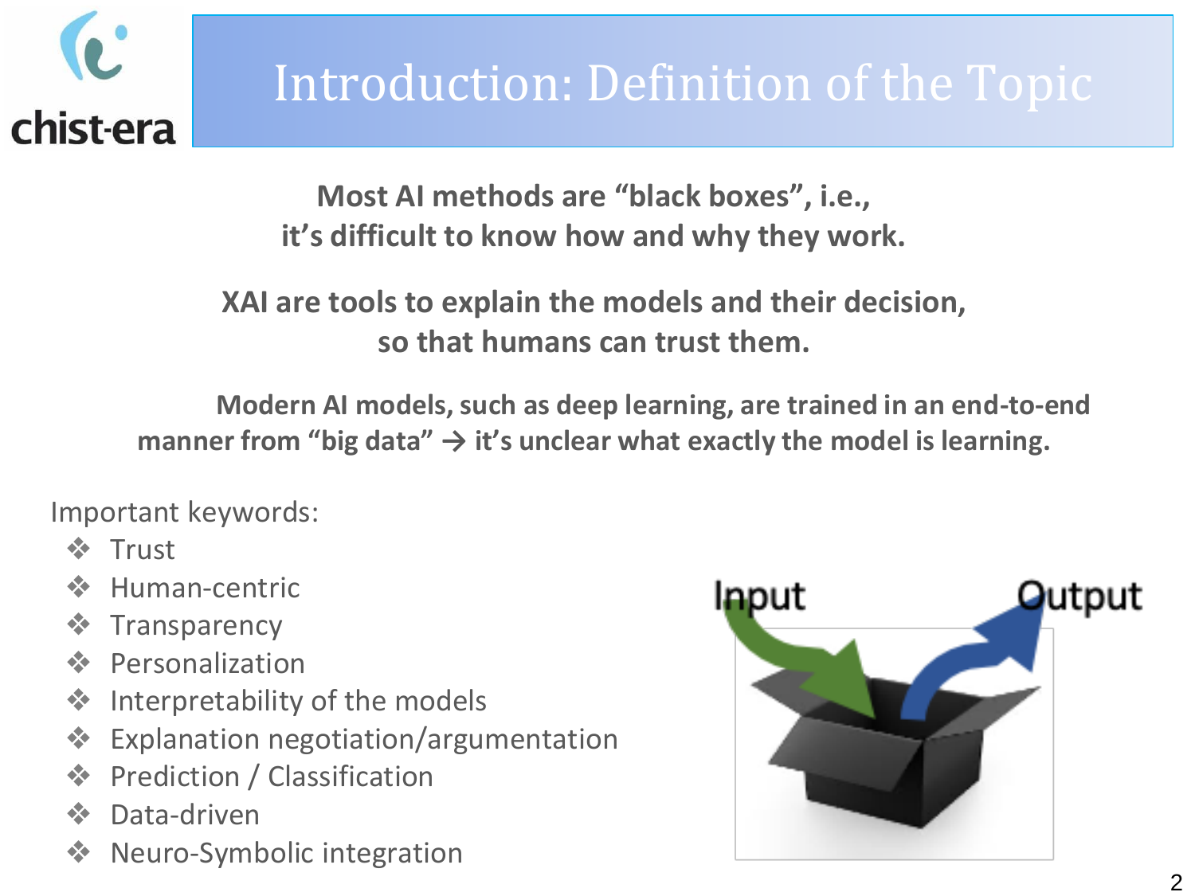# Introduction: Definition of the Topic

**Most AI methods are “black boxes”, i.e., it’s difficult to know how and why they work.**

**XAI are tools to explain the models and their decision, so that humans can trust them.**

**Modern AI models, such as deep learning, are trained in an end-to-end manner from “big data” → it’s unclear what exactly the model is learning.**

Important keywords:

- Trust
- Human-centric
- Transparency
- Personalization
- Interpretability of the models
- Explanation negotiation/argumentation
- Prediction / Classification
- Data-driven
- Neuro-Symbolic integration

Input

Output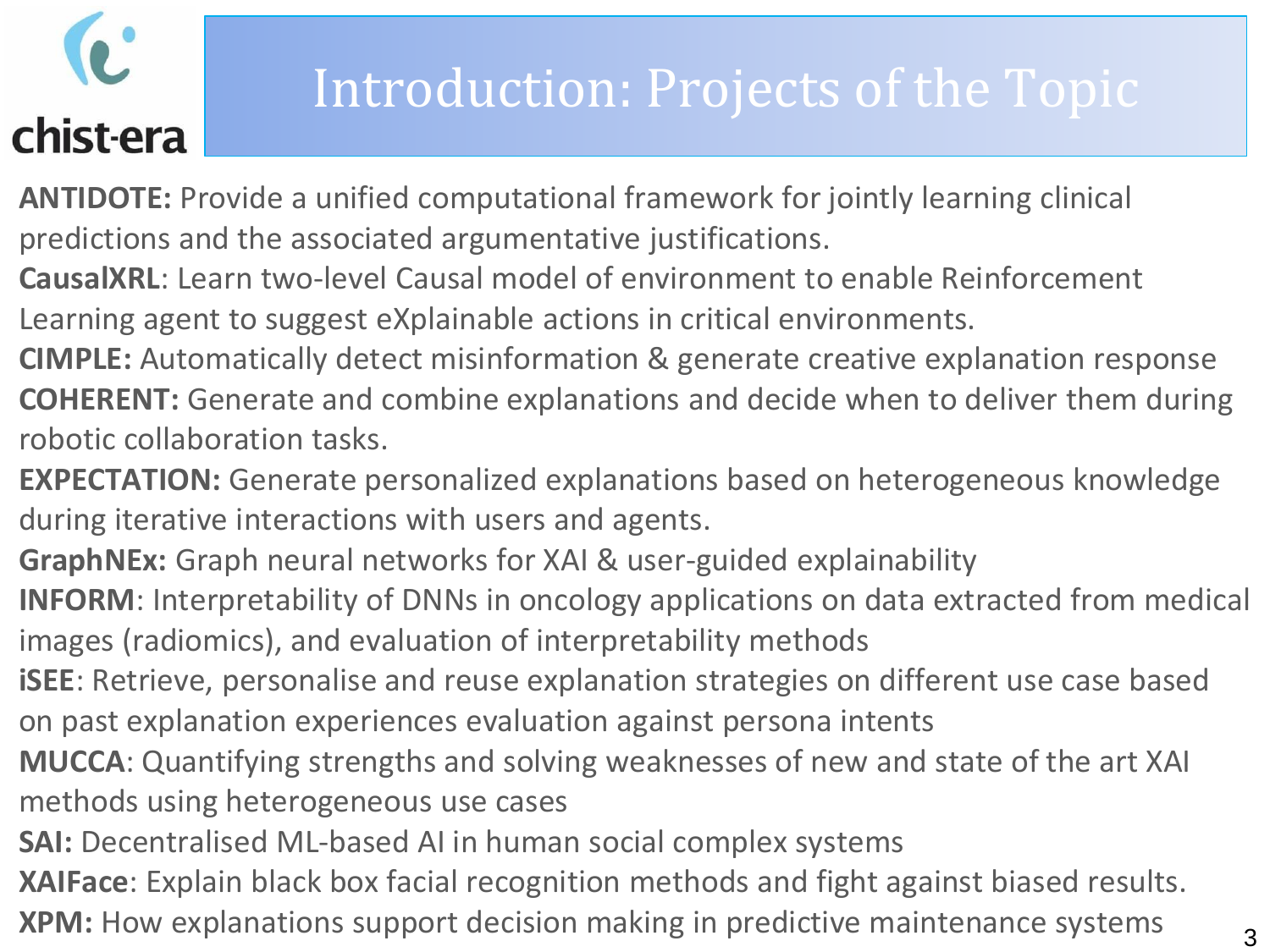# Introduction: Projects of the Topic

**ANTIDOTE:** Provide a unified computational framework for jointly learning clinical predictions and the associated argumentative justifications.

**CausalXRL**: Learn two-level Causal model of environment to enable Reinforcement Learning agent to suggest eXplainable actions in critical environments.

**CIMPLE:** Automatically detect misinformation & generate creative explanation response

**COHERENT:** Generate and combine explanations and decide when to deliver them during robotic collaboration tasks.

**EXPECTATION:** Generate personalized explanations based on heterogeneous knowledge during iterative interactions with users and agents.

**GraphNEx:** Graph neural networks for XAI & user-guided explainability

**INFORM**: Interpretability of DNNs in oncology applications on data extracted from medical images (radiomics), and evaluation of interpretability methods

**iSEE**: Retrieve, personalise and reuse explanation strategies on different use case based on past explanation experiences evaluation against persona intents

**MUCCA**: Quantifying strengths and solving weaknesses of new and state of the art XAI methods using heterogeneous use cases

**SAI:** Decentralised ML-based AI in human social complex systems

**XAIFace**: Explain black box facial recognition methods and fight against biased results.

**XPM:** How explanations support decision making in predictive maintenance systems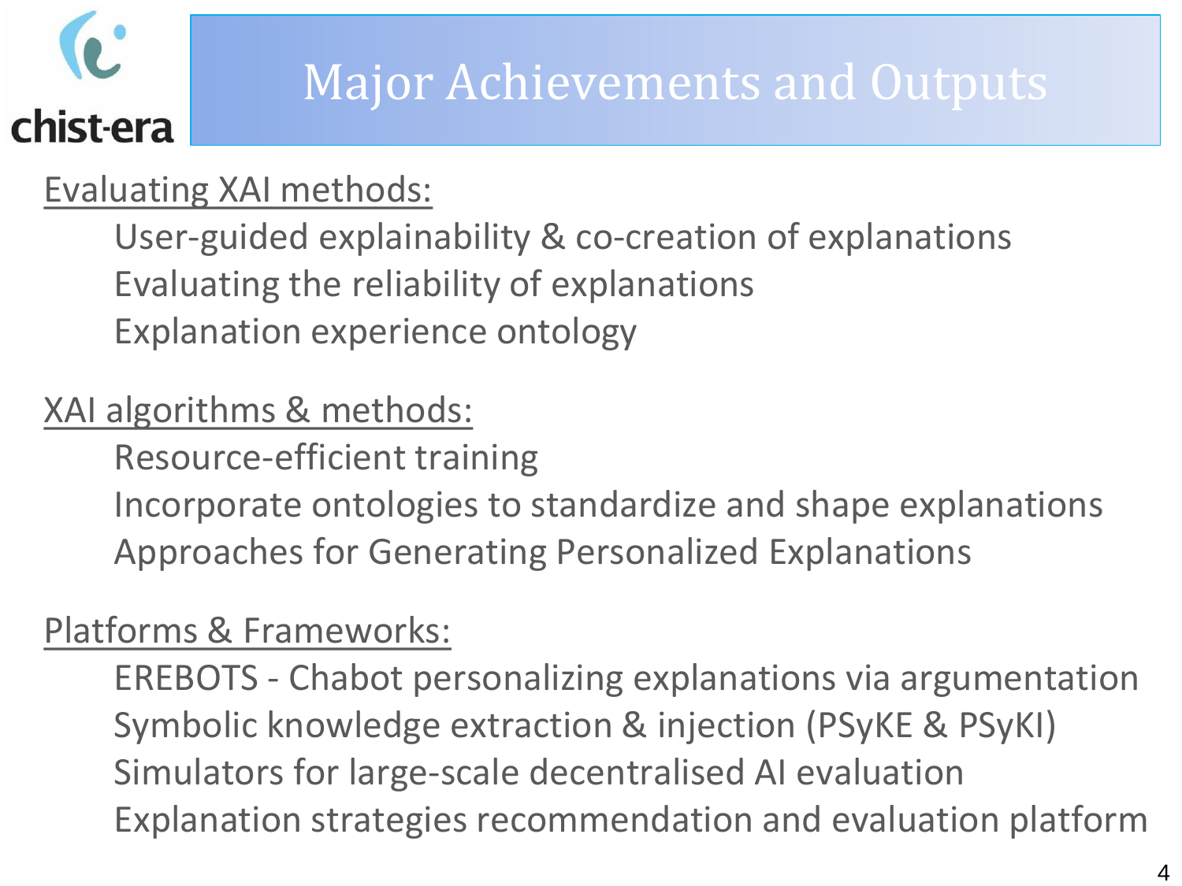# Major Achievements and Outputs

Evaluating XAI methods:

- User-guided explainability & co-creation of explanations
- Evaluating the reliability of explanations
- Explanation experience ontology

XAI algorithms & methods:

- Resource-efficient training
- Incorporate ontologies to standardize and shape explanations
- Approaches for Generating Personalized Explanations

Platforms & Frameworks:

- EREBOTS - Chabot personalizing explanations via argumentation
- Symbolic knowledge extraction & injection (PSyKE & PSyKI)
- Simulators for large-scale decentralised AI evaluation
- Explanation strategies recommendation and evaluation platform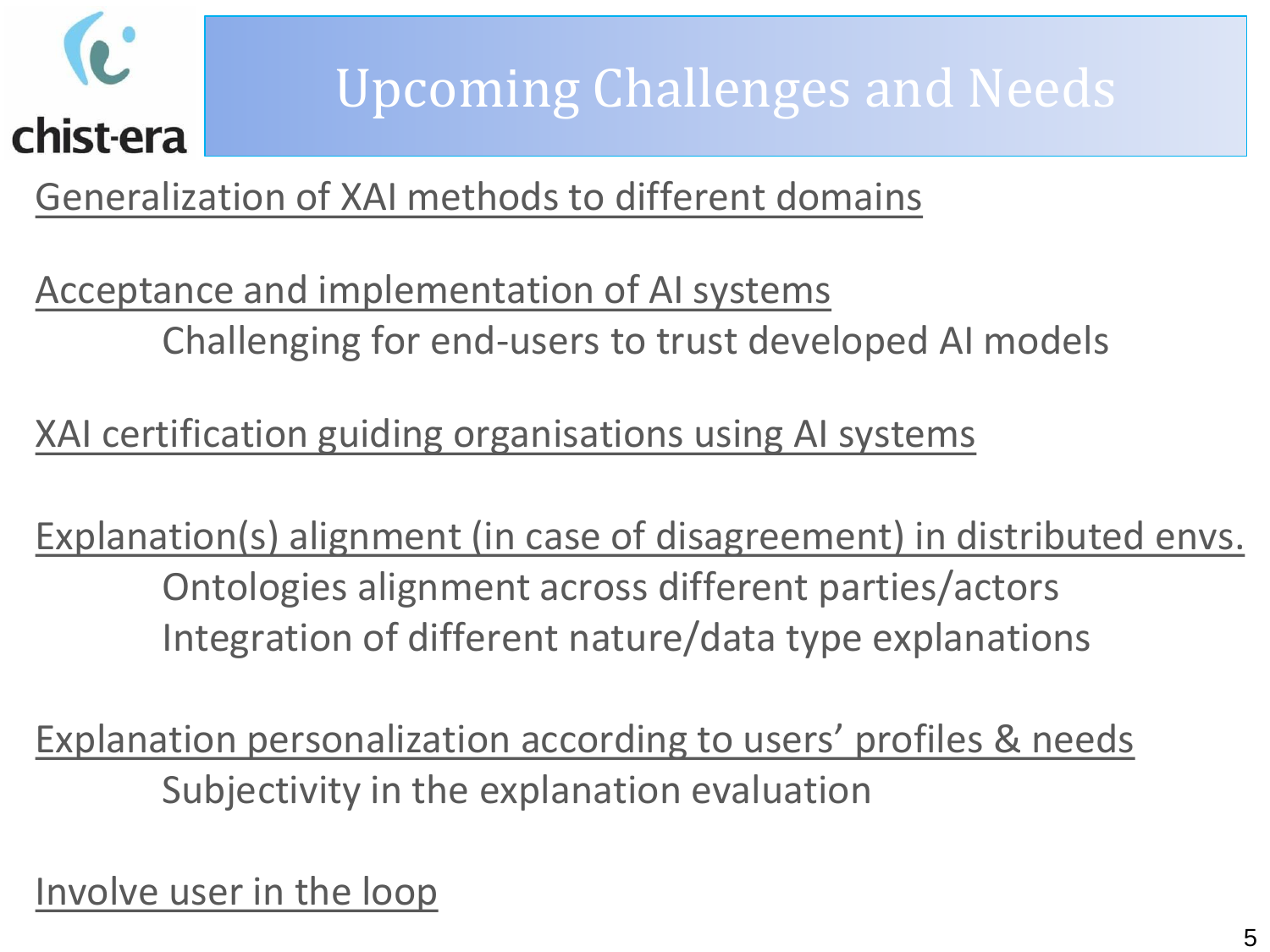# Upcoming Challenges and Needs

Generalization of XAI methods to different domains

Acceptance and implementation of AI systems

- Challenging for end-users to trust developed AI models

XAI certification guiding organisations using AI systems

Explanation(s) alignment (in case of disagreement) in distributed envs.

- Ontologies alignment across different parties/actors
- Integration of different nature/data type explanations

Explanation personalization according to users' profiles & needs

- Subjectivity in the explanation evaluation

Involve user in the loop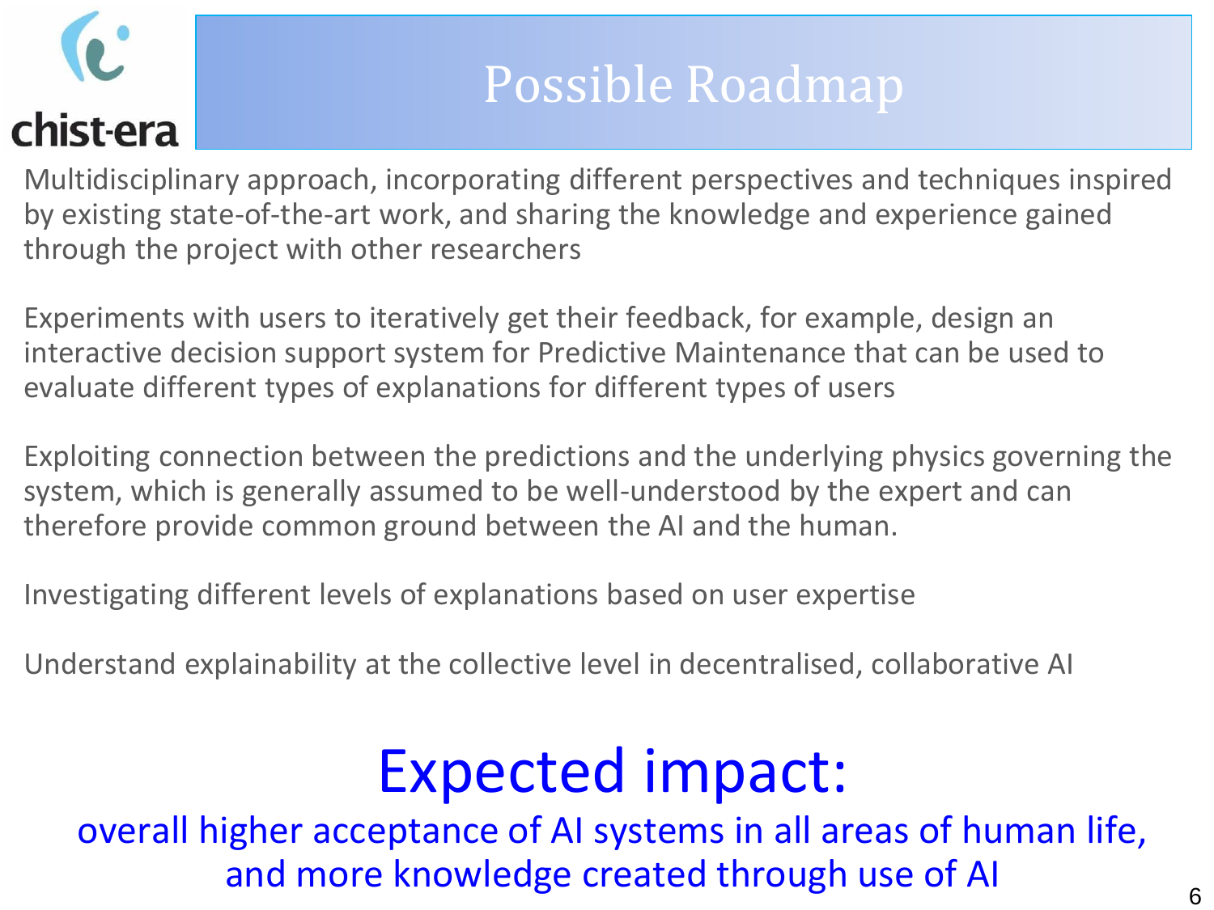# Possible Roadmap

Multidisciplinary approach, incorporating different perspectives and techniques inspired by existing state-of-the-art work, and sharing the knowledge and experience gained through the project with other researchers

Experiments with users to iteratively get their feedback, for example, design an interactive decision support system for Predictive Maintenance that can be used to evaluate different types of explanations for different types of users

Exploiting connection between the predictions and the underlying physics governing the system, which is generally assumed to be well-understood by the expert and can therefore provide common ground between the AI and the human.

Investigating different levels of explanations based on user expertise

Understand explainability at the collective level in decentralised, collaborative AI

## Expected impact:

overall higher acceptance of AI systems in all areas of human life, and more knowledge created through use of AI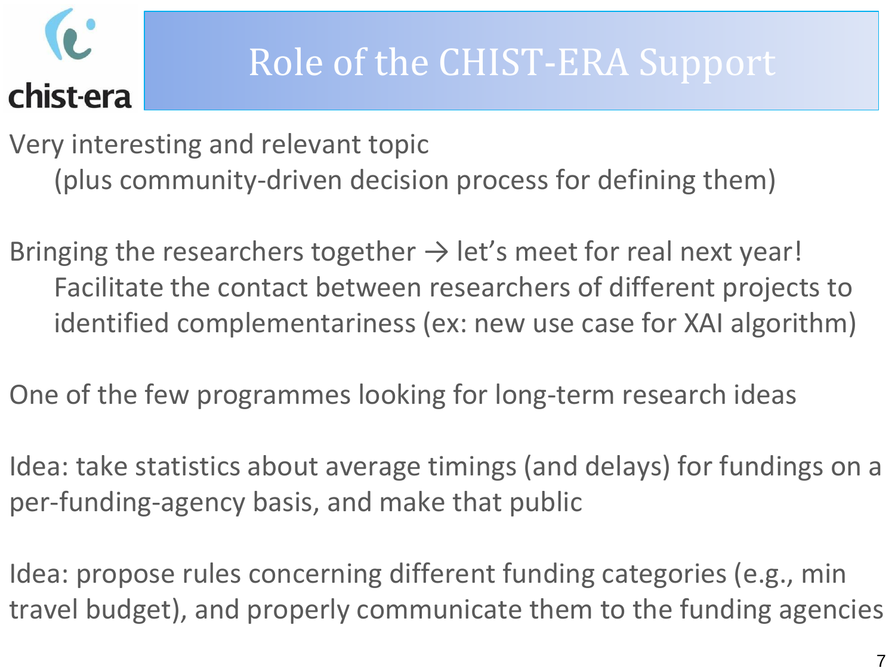# Role of the CHIST-ERA Support

Very interesting and relevant topic

(plus community-driven decision process for defining them)

Bringing the researchers together → let's meet for real next year!

Facilitate the contact between researchers of different projects to identified complementariness (ex: new use case for XAI algorithm)

One of the few programmes looking for long-term research ideas

Idea: take statistics about average timings (and delays) for fundings on a per-funding-agency basis, and make that public

Idea: propose rules concerning different funding categories (e.g., min travel budget), and properly communicate them to the funding agencies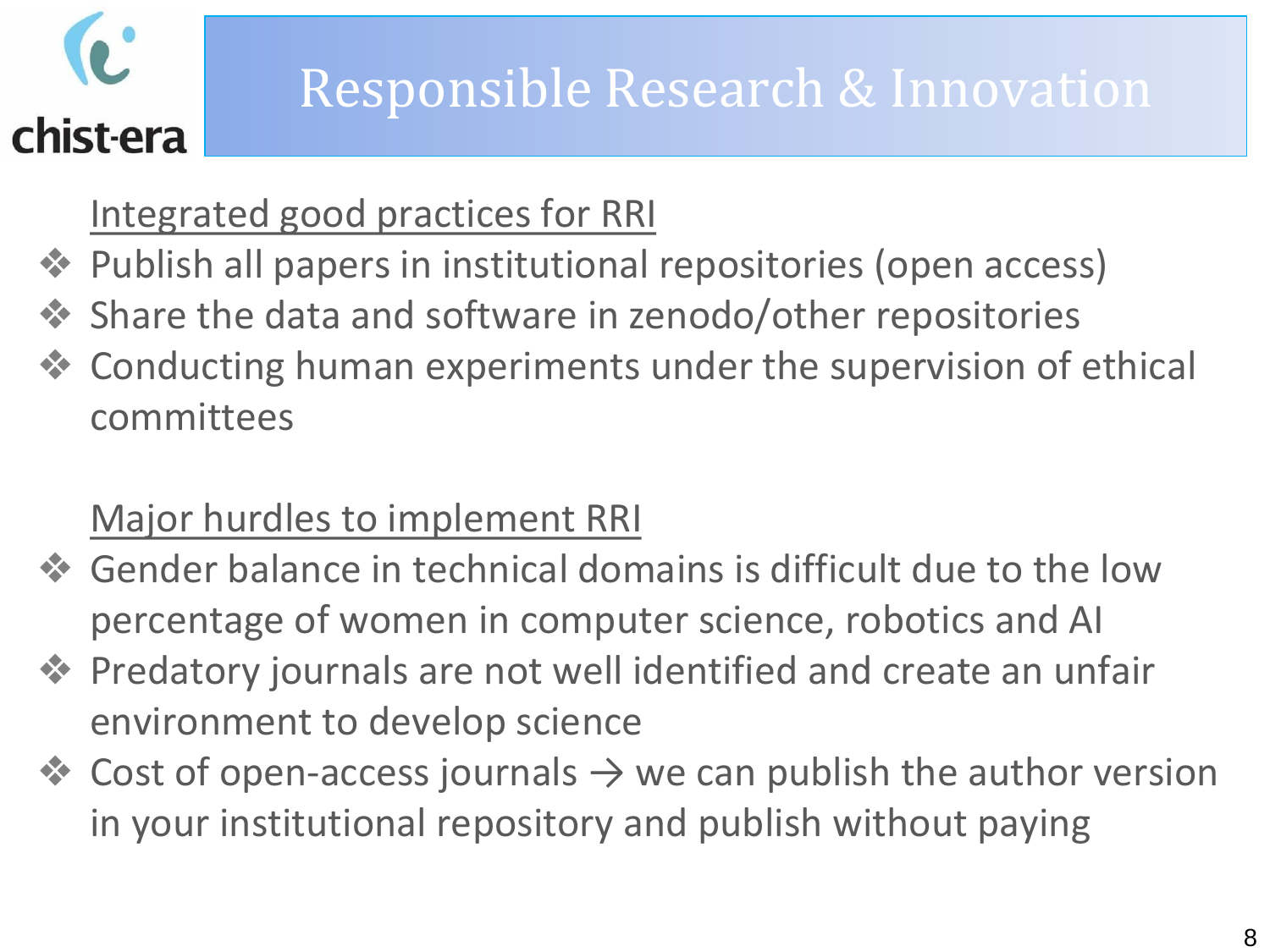chist-era

# Responsible Research & Innovation

Integrated good practices for RRI

- Publish all papers in institutional repositories (open access)
- Share the data and software in zenodo/other repositories
- Conducting human experiments under the supervision of ethical committees

Major hurdles to implement RRI

- Gender balance in technical domains is difficult due to the low percentage of women in computer science, robotics and AI
- Predatory journals are not well identified and create an unfair environment to develop science
- Cost of open-access journals → we can publish the author version in your institutional repository and publish without paying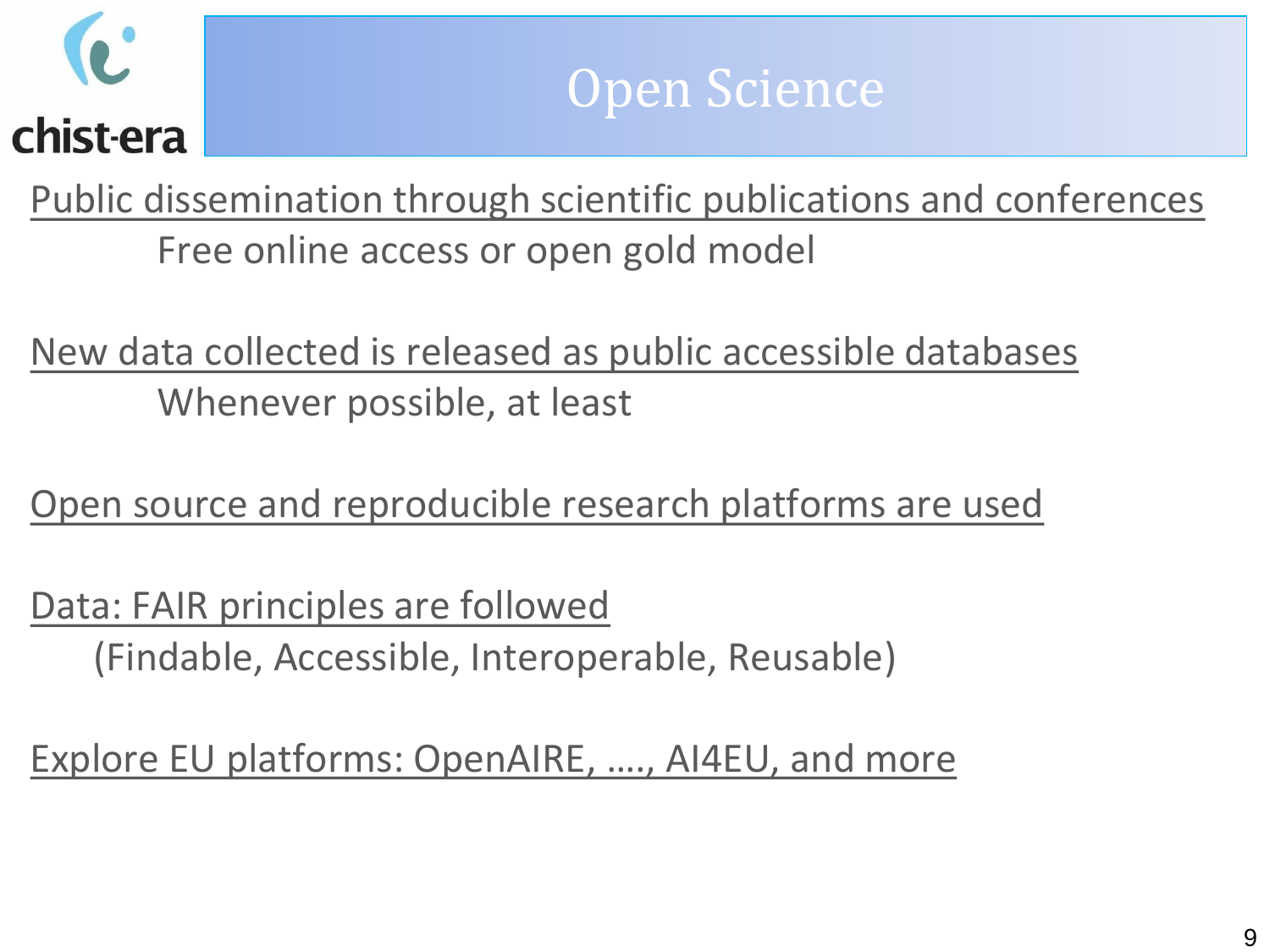# Open Science

Public dissemination through scientific publications and conferences

Free online access or open gold model

New data collected is released as public accessible databases

Whenever possible, at least

Open source and reproducible research platforms are used

Data: FAIR principles are followed

(Findable, Accessible, Interoperable, Reusable)

Explore EU platforms: OpenAIRE, …., AI4EU, and more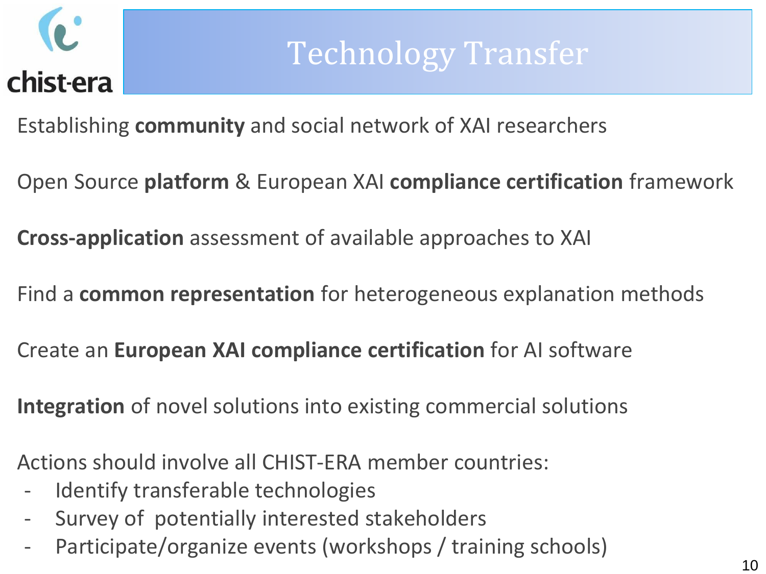# Technology Transfer

Establishing **community** and social network of XAI researchers

Open Source **platform** & European XAI **compliance certification** framework

**Cross-application** assessment of available approaches to XAI

Find a **common representation** for heterogeneous explanation methods

Create an **European XAI compliance certification** for AI software

**Integration** of novel solutions into existing commercial solutions

Actions should involve all CHIST-ERA member countries:

- Identify transferable technologies
- Survey of potentially interested stakeholders
- Participate/organize events (workshops / training schools)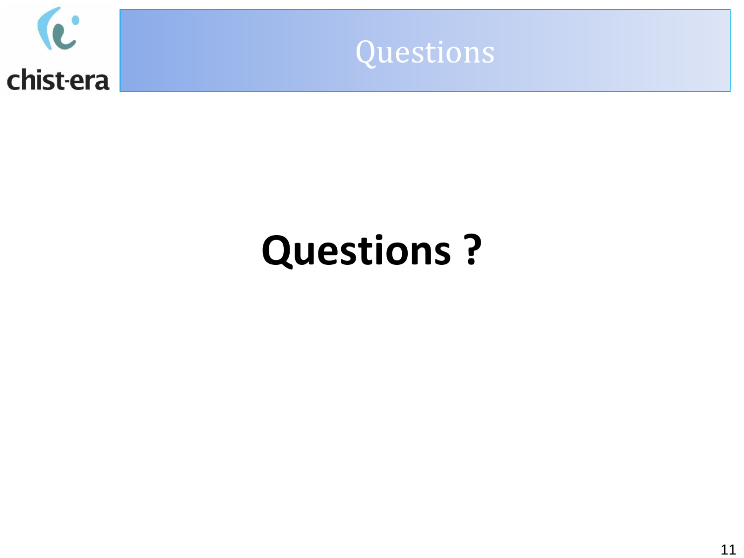# Questions

**Questions ?**